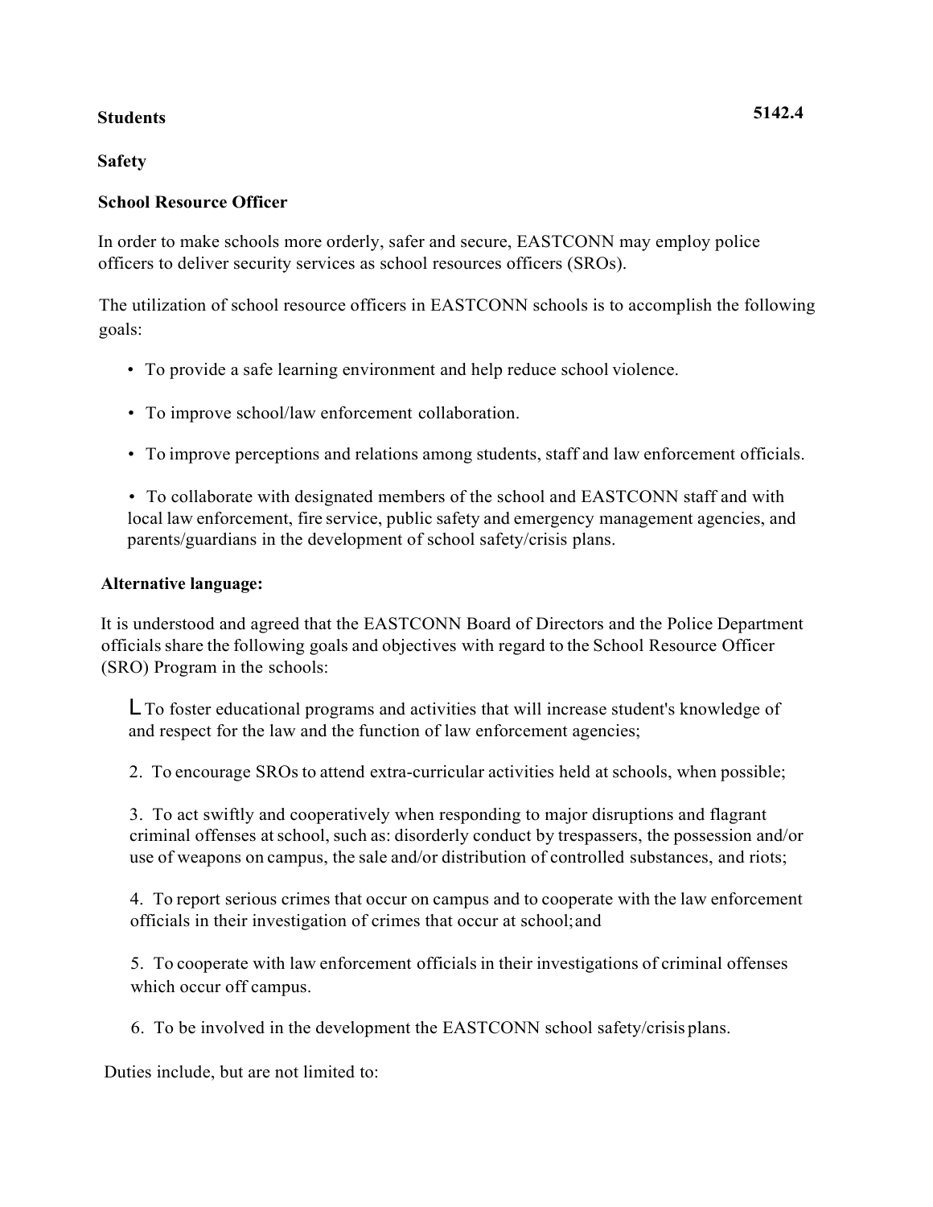**Students** **5142.4**

**Safety**

**School Resource Officer**

In order to make schools more orderly, safer and secure, EASTCONN may employ police officers to deliver security services as school resources officers (SROs).

The utilization of school resource officers in EASTCONN schools is to accomplish the following goals:

- To provide a safe learning environment and help reduce school violence.
- To improve school/law enforcement collaboration.
- To improve perceptions and relations among students, staff and law enforcement officials.
- To collaborate with designated members of the school and EASTCONN staff and with local law enforcement, fire service, public safety and emergency management agencies, and parents/guardians in the development of school safety/crisis plans.

**Alternative language:**

It is understood and agreed that the EASTCONN Board of Directors and the Police Department officials share the following goals and objectives with regard to the School Resource Officer (SRO) Program in the schools:

L To foster educational programs and activities that will increase student's knowledge of and respect for the law and the function of law enforcement agencies;

2. To encourage SROs to attend extra-curricular activities held at schools, when possible;

3. To act swiftly and cooperatively when responding to major disruptions and flagrant criminal offenses at school, such as: disorderly conduct by trespassers, the possession and/or use of weapons on campus, the sale and/or distribution of controlled substances, and riots;

4. To report serious crimes that occur on campus and to cooperate with the law enforcement officials in their investigation of crimes that occur at school; and

5. To cooperate with law enforcement officials in their investigations of criminal offenses which occur off campus.

6. To be involved in the development the EASTCONN school safety/crisis plans.

Duties include, but are not limited to: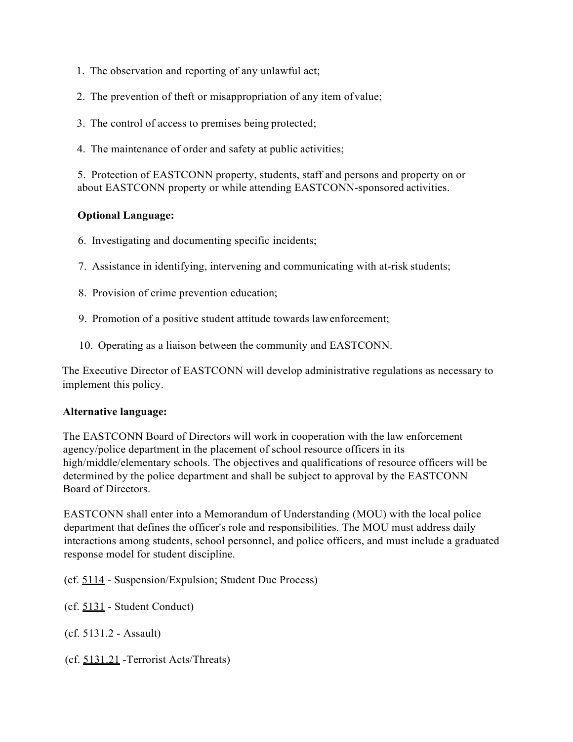1. The observation and reporting of any unlawful act;

2. The prevention of theft or misappropriation of any item of value;

3. The control of access to premises being protected;

4. The maintenance of order and safety at public activities;

5. Protection of EASTCONN property, students, staff and persons and property on or about EASTCONN property or while attending EASTCONN-sponsored activities.

**Optional Language:**

6. Investigating and documenting specific incidents;

7. Assistance in identifying, intervening and communicating with at-risk students;

8. Provision of crime prevention education;

9. Promotion of a positive student attitude towards law enforcement;

10. Operating as a liaison between the community and EASTCONN.

The Executive Director of EASTCONN will develop administrative regulations as necessary to implement this policy.

**Alternative language:**

The EASTCONN Board of Directors will work in cooperation with the law enforcement agency/police department in the placement of school resource officers in its high/middle/elementary schools. The objectives and qualifications of resource officers will be determined by the police department and shall be subject to approval by the EASTCONN Board of Directors.

EASTCONN shall enter into a Memorandum of Understanding (MOU) with the local police department that defines the officer's role and responsibilities. The MOU must address daily interactions among students, school personnel, and police officers, and must include a graduated response model for student discipline.

(cf. 5114 - Suspension/Expulsion; Student Due Process)

(cf. 5131 - Student Conduct)

(cf. 5131.2 - Assault)

(cf. 5131.21 -Terrorist Acts/Threats)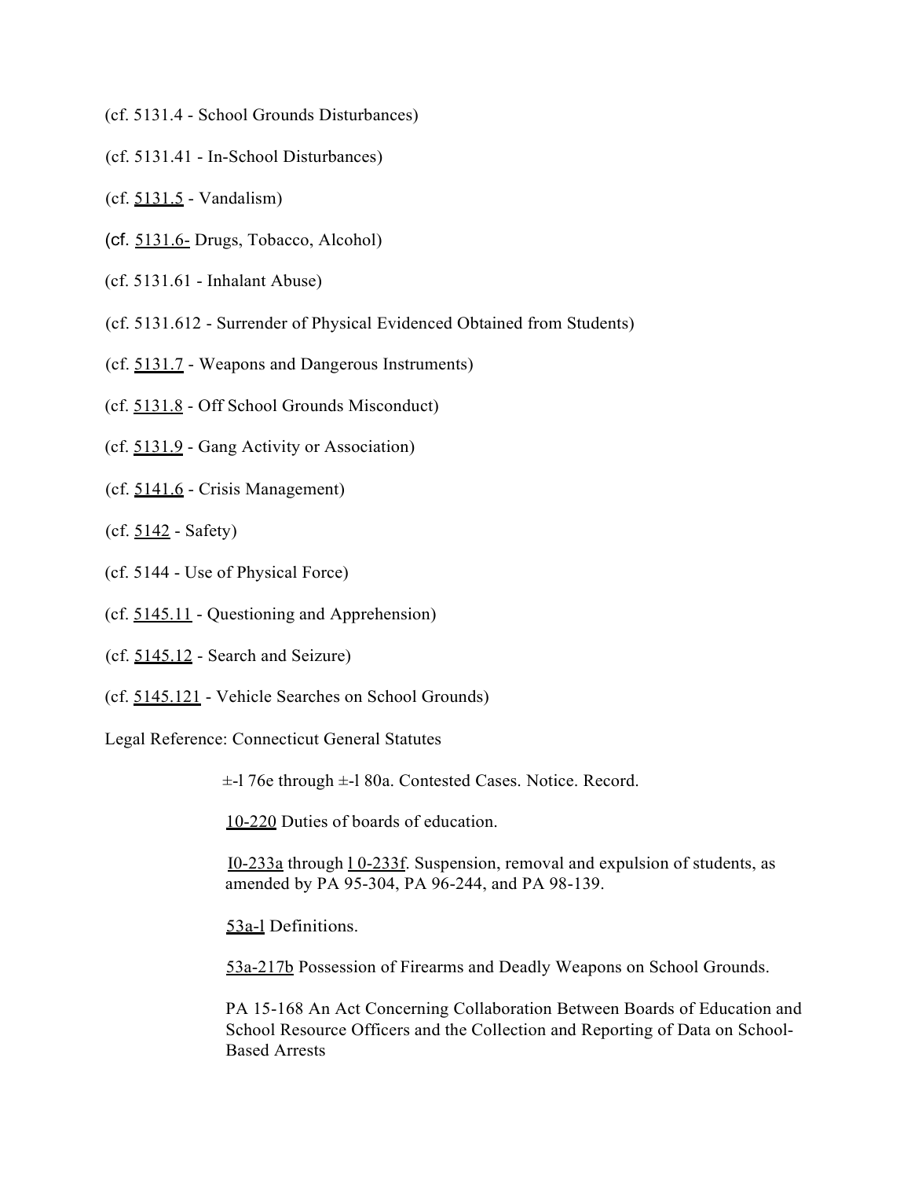(cf. 5131.4 - School Grounds Disturbances)

(cf. 5131.41 - In-School Disturbances)

(cf. 5131.5 - Vandalism)

(cf. 5131.6- Drugs, Tobacco, Alcohol)

(cf. 5131.61 - Inhalant Abuse)

(cf. 5131.612 - Surrender of Physical Evidenced Obtained from Students)

(cf. 5131.7 - Weapons and Dangerous Instruments)

(cf. 5131.8 - Off School Grounds Misconduct)

(cf. 5131.9 - Gang Activity or Association)

(cf. 5141.6 - Crisis Management)

(cf. 5142 - Safety)

(cf. 5144 - Use of Physical Force)

(cf. 5145.11 - Questioning and Apprehension)

(cf. 5145.12 - Search and Seizure)

(cf. 5145.121 - Vehicle Searches on School Grounds)

Legal Reference: Connecticut General Statutes

±-l 76e through ±-l 80a. Contested Cases. Notice. Record.

10-220 Duties of boards of education.

I0-233a through l 0-233f. Suspension, removal and expulsion of students, as amended by PA 95-304, PA 96-244, and PA 98-139.

53a-l Definitions.

53a-217b Possession of Firearms and Deadly Weapons on School Grounds.

PA 15-168 An Act Concerning Collaboration Between Boards of Education and School Resource Officers and the Collection and Reporting of Data on School-Based Arrests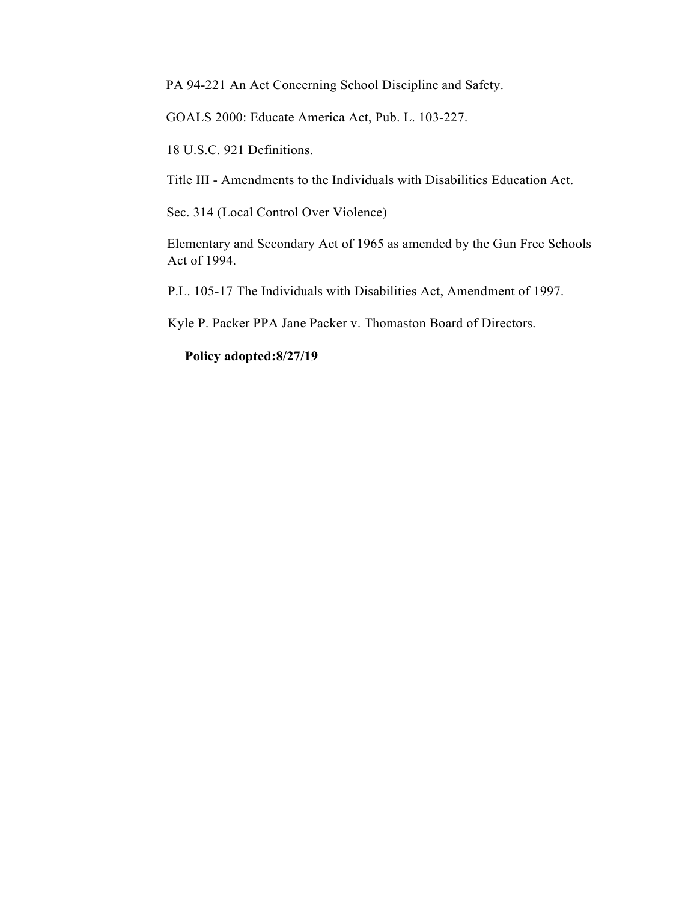PA 94-221 An Act Concerning School Discipline and Safety.

GOALS 2000: Educate America Act, Pub. L. 103-227.

18 U.S.C. 921 Definitions.

Title III - Amendments to the Individuals with Disabilities Education Act.

Sec. 314 (Local Control Over Violence)

Elementary and Secondary Act of 1965 as amended by the Gun Free Schools Act of 1994.

P.L. 105-17 The Individuals with Disabilities Act, Amendment of 1997.

Kyle P. Packer PPA Jane Packer v. Thomaston Board of Directors.

**Policy adopted:8/27/19**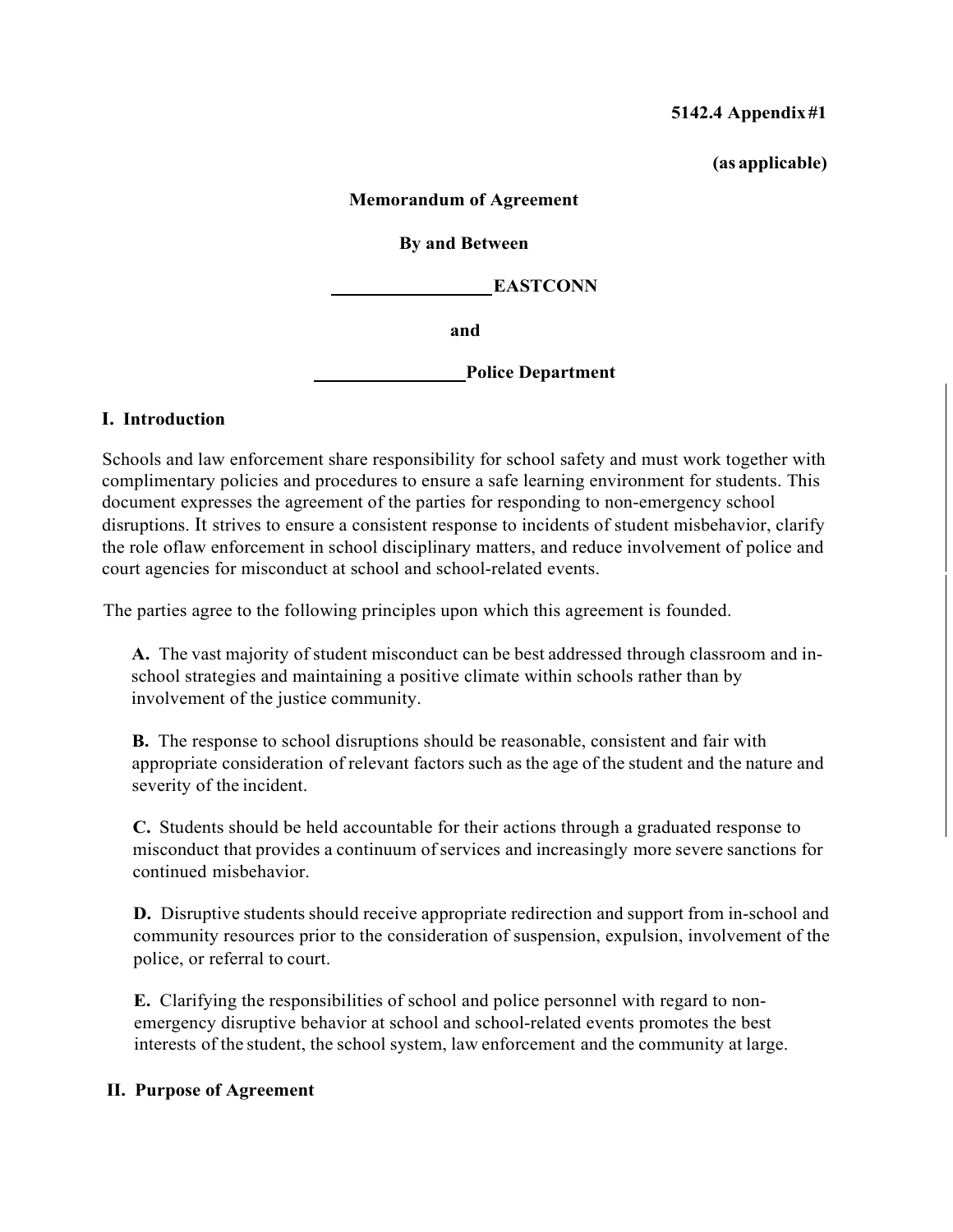**5142.4 Appendix #1**

**(as applicable)**

**Memorandum of Agreement**

**By and Between**

**\_\_\_\_\_\_\_\_\_\_\_\_\_\_\_\_EASTCONN**

**and**

**\_\_\_\_\_\_\_\_\_\_\_\_\_\_\_\_Police Department**

## I. Introduction

Schools and law enforcement share responsibility for school safety and must work together with complimentary policies and procedures to ensure a safe learning environment for students. This document expresses the agreement of the parties for responding to non-emergency school disruptions. It strives to ensure a consistent response to incidents of student misbehavior, clarify the role oflaw enforcement in school disciplinary matters, and reduce involvement of police and court agencies for misconduct at school and school-related events.

The parties agree to the following principles upon which this agreement is founded.

**A.** The vast majority of student misconduct can be best addressed through classroom and in-school strategies and maintaining a positive climate within schools rather than by involvement of the justice community.

**B.** The response to school disruptions should be reasonable, consistent and fair with appropriate consideration of relevant factors such as the age of the student and the nature and severity of the incident.

**C.** Students should be held accountable for their actions through a graduated response to misconduct that provides a continuum of services and increasingly more severe sanctions for continued misbehavior.

**D.** Disruptive students should receive appropriate redirection and support from in-school and community resources prior to the consideration of suspension, expulsion, involvement of the police, or referral to court.

**E.** Clarifying the responsibilities of school and police personnel with regard to non-emergency disruptive behavior at school and school-related events promotes the best interests of the student, the school system, law enforcement and the community at large.

## II. Purpose of Agreement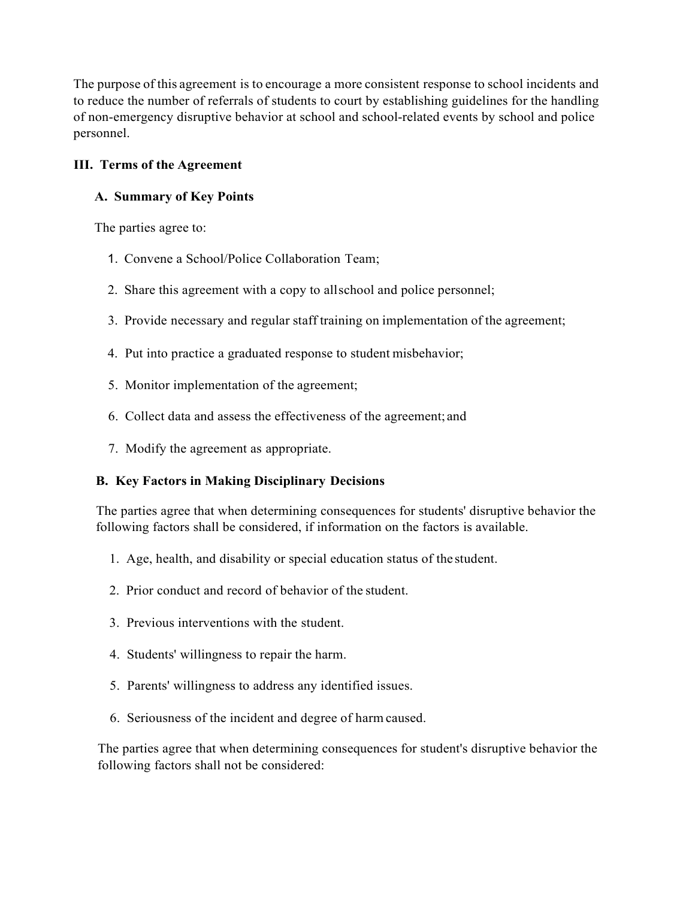The purpose of this agreement is to encourage a more consistent response to school incidents and to reduce the number of referrals of students to court by establishing guidelines for the handling of non-emergency disruptive behavior at school and school-related events by school and police personnel.

## III. Terms of the Agreement

### A. Summary of Key Points

The parties agree to:

1. Convene a School/Police Collaboration Team;
2. Share this agreement with a copy to all school and police personnel;
3. Provide necessary and regular staff training on implementation of the agreement;
4. Put into practice a graduated response to student misbehavior;
5. Monitor implementation of the agreement;
6. Collect data and assess the effectiveness of the agreement; and
7. Modify the agreement as appropriate.

### B. Key Factors in Making Disciplinary Decisions

The parties agree that when determining consequences for students' disruptive behavior the following factors shall be considered, if information on the factors is available.

1. Age, health, and disability or special education status of the student.
2. Prior conduct and record of behavior of the student.
3. Previous interventions with the student.
4. Students' willingness to repair the harm.
5. Parents' willingness to address any identified issues.
6. Seriousness of the incident and degree of harm caused.

The parties agree that when determining consequences for student's disruptive behavior the following factors shall not be considered: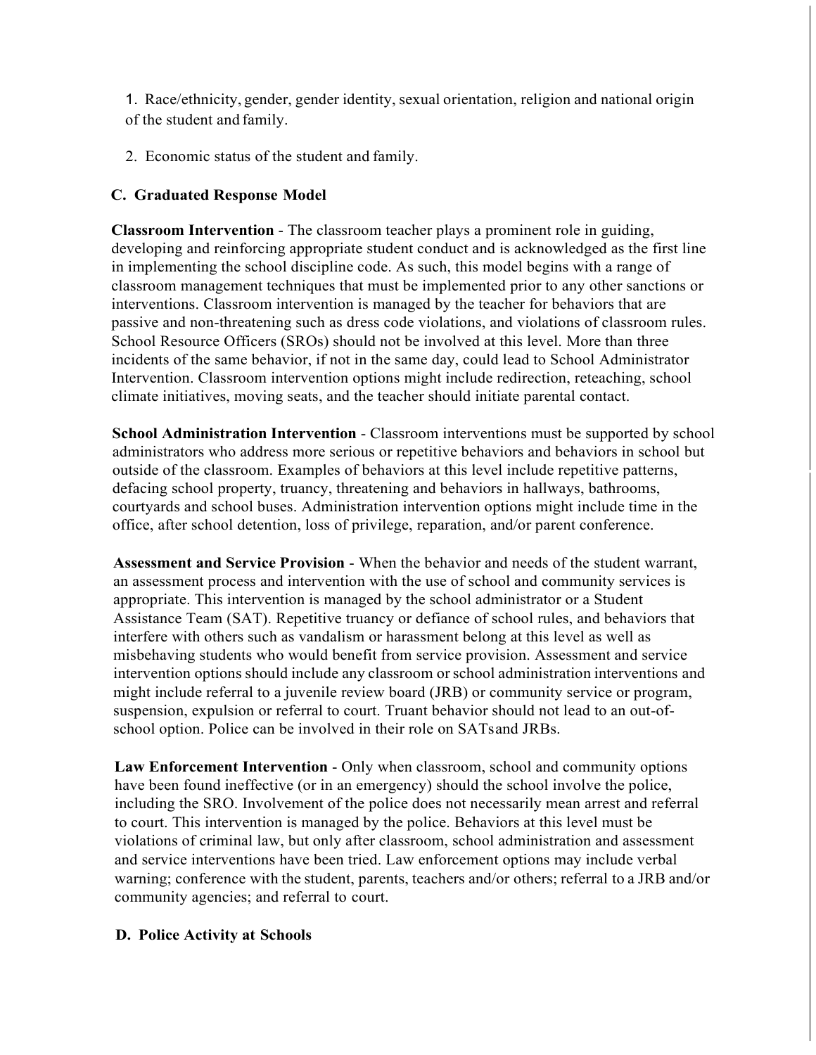1. Race/ethnicity, gender, gender identity, sexual orientation, religion and national origin of the student and family.

2. Economic status of the student and family.

### C. Graduated Response Model

**Classroom Intervention** - The classroom teacher plays a prominent role in guiding, developing and reinforcing appropriate student conduct and is acknowledged as the first line in implementing the school discipline code. As such, this model begins with a range of classroom management techniques that must be implemented prior to any other sanctions or interventions. Classroom intervention is managed by the teacher for behaviors that are passive and non-threatening such as dress code violations, and violations of classroom rules. School Resource Officers (SROs) should not be involved at this level. More than three incidents of the same behavior, if not in the same day, could lead to School Administrator Intervention. Classroom intervention options might include redirection, reteaching, school climate initiatives, moving seats, and the teacher should initiate parental contact.

**School Administration Intervention** - Classroom interventions must be supported by school administrators who address more serious or repetitive behaviors and behaviors in school but outside of the classroom. Examples of behaviors at this level include repetitive patterns, defacing school property, truancy, threatening and behaviors in hallways, bathrooms, courtyards and school buses. Administration intervention options might include time in the office, after school detention, loss of privilege, reparation, and/or parent conference.

**Assessment and Service Provision** - When the behavior and needs of the student warrant, an assessment process and intervention with the use of school and community services is appropriate. This intervention is managed by the school administrator or a Student Assistance Team (SAT). Repetitive truancy or defiance of school rules, and behaviors that interfere with others such as vandalism or harassment belong at this level as well as misbehaving students who would benefit from service provision. Assessment and service intervention options should include any classroom or school administration interventions and might include referral to a juvenile review board (JRB) or community service or program, suspension, expulsion or referral to court. Truant behavior should not lead to an out-of-school option. Police can be involved in their role on SATs and JRBs.

**Law Enforcement Intervention** - Only when classroom, school and community options have been found ineffective (or in an emergency) should the school involve the police, including the SRO. Involvement of the police does not necessarily mean arrest and referral to court. This intervention is managed by the police. Behaviors at this level must be violations of criminal law, but only after classroom, school administration and assessment and service interventions have been tried. Law enforcement options may include verbal warning; conference with the student, parents, teachers and/or others; referral to a JRB and/or community agencies; and referral to court.

### D. Police Activity at Schools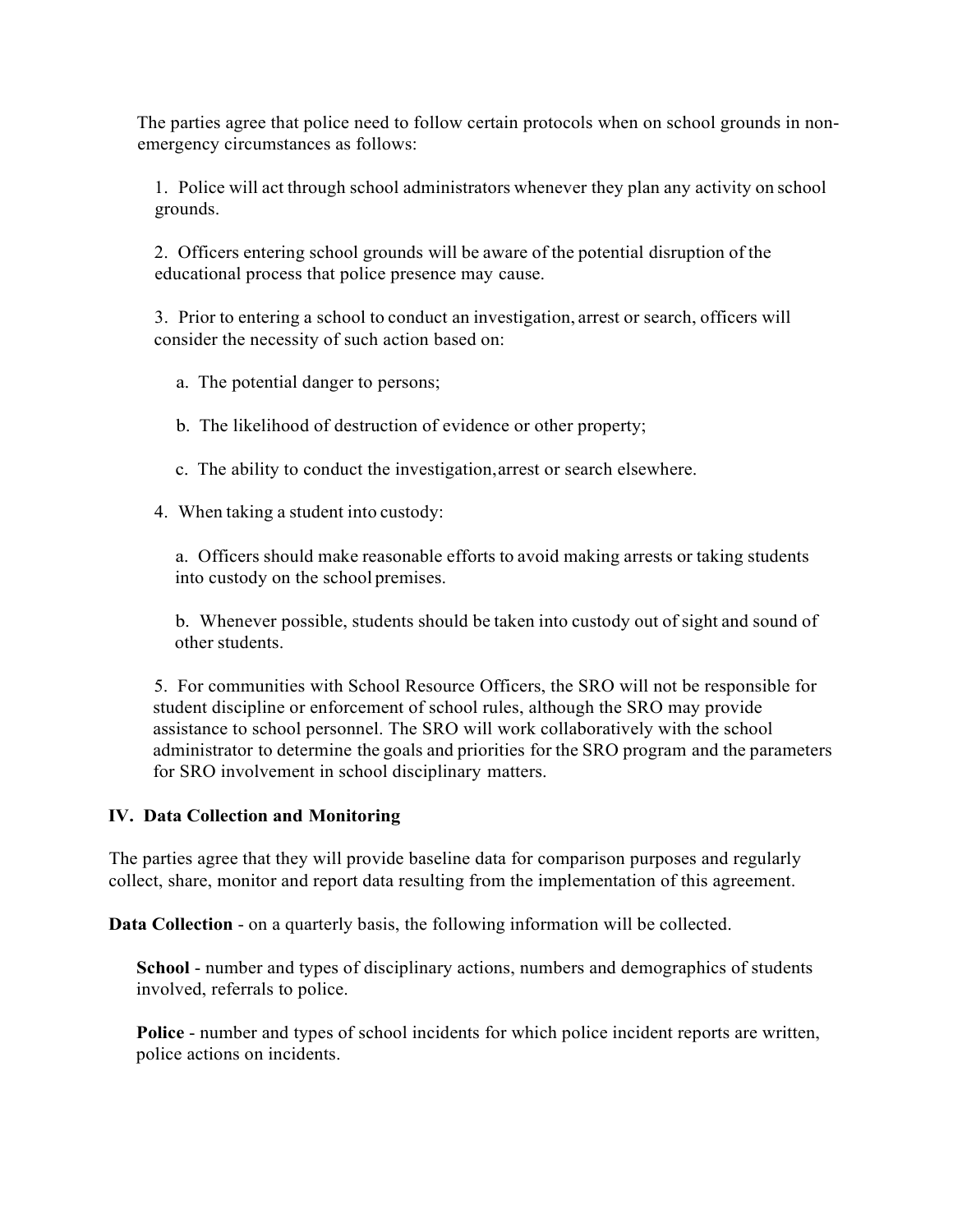The parties agree that police need to follow certain protocols when on school grounds in non-emergency circumstances as follows:

1. Police will act through school administrators whenever they plan any activity on school grounds.

2. Officers entering school grounds will be aware of the potential disruption of the educational process that police presence may cause.

3. Prior to entering a school to conduct an investigation, arrest or search, officers will consider the necessity of such action based on:

   a. The potential danger to persons;

   b. The likelihood of destruction of evidence or other property;

   c. The ability to conduct the investigation, arrest or search elsewhere.

4. When taking a student into custody:

   a. Officers should make reasonable efforts to avoid making arrests or taking students into custody on the school premises.

   b. Whenever possible, students should be taken into custody out of sight and sound of other students.

5. For communities with School Resource Officers, the SRO will not be responsible for student discipline or enforcement of school rules, although the SRO may provide assistance to school personnel. The SRO will work collaboratively with the school administrator to determine the goals and priorities for the SRO program and the parameters for SRO involvement in school disciplinary matters.

## IV. Data Collection and Monitoring

The parties agree that they will provide baseline data for comparison purposes and regularly collect, share, monitor and report data resulting from the implementation of this agreement.

**Data Collection** - on a quarterly basis, the following information will be collected.

**School** - number and types of disciplinary actions, numbers and demographics of students involved, referrals to police.

**Police** - number and types of school incidents for which police incident reports are written, police actions on incidents.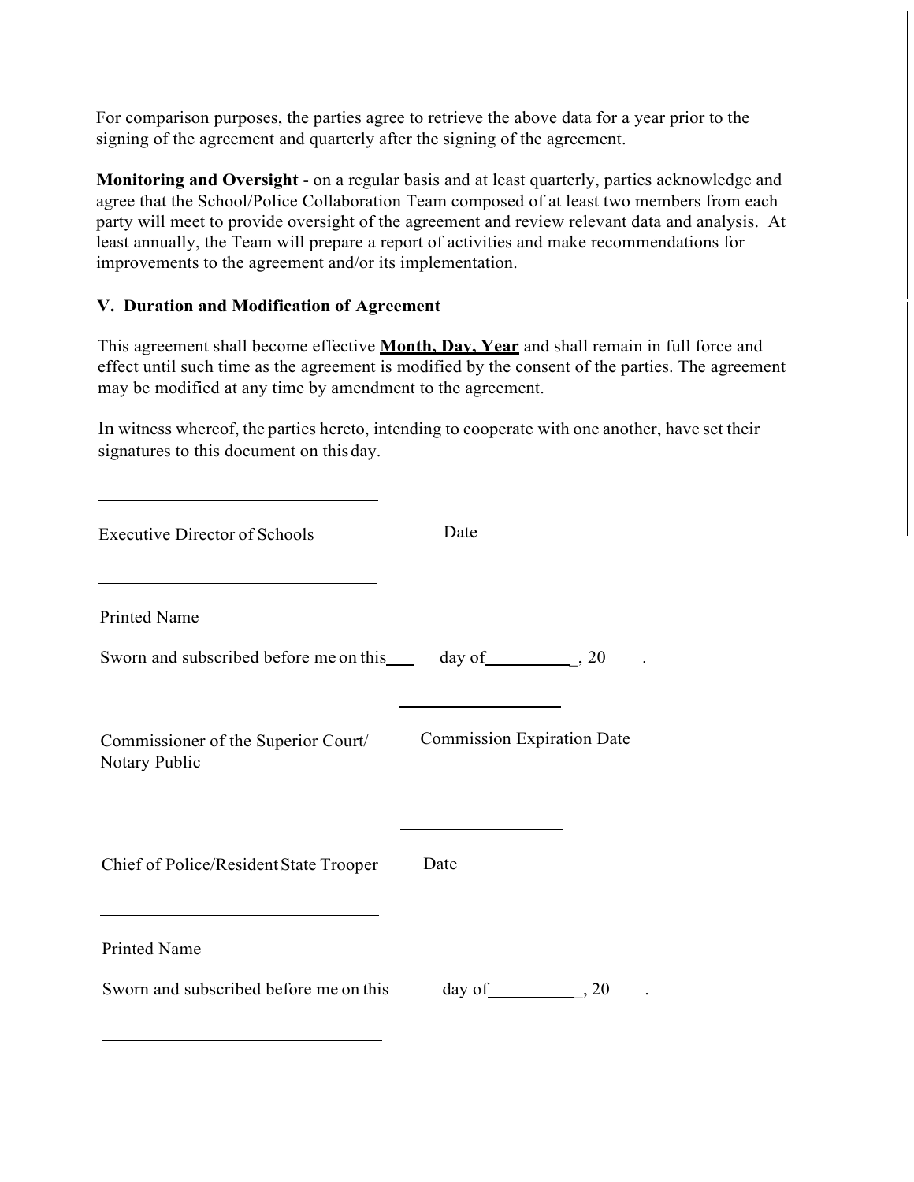For comparison purposes, the parties agree to retrieve the above data for a year prior to the signing of the agreement and quarterly after the signing of the agreement.

**Monitoring and Oversight** - on a regular basis and at least quarterly, parties acknowledge and agree that the School/Police Collaboration Team composed of at least two members from each party will meet to provide oversight of the agreement and review relevant data and analysis. At least annually, the Team will prepare a report of activities and make recommendations for improvements to the agreement and/or its implementation.

### V. Duration and Modification of Agreement

This agreement shall become effective **Month, Day, Year** and shall remain in full force and effect until such time as the agreement is modified by the consent of the parties. The agreement may be modified at any time by amendment to the agreement.

In witness whereof, the parties hereto, intending to cooperate with one another, have set their signatures to this document on this day.

\_\_\_\_\_\_\_\_\_\_\_\_\_\_\_\_\_\_\_\_\_\_\_\_\_\_\_\_\_\_\_\_ \_\_\_\_\_\_\_\_\_\_\_\_\_\_\_\_\_\_

Executive Director of Schools Date

\_\_\_\_\_\_\_\_\_\_\_\_\_\_\_\_\_\_\_\_\_\_\_\_\_\_\_\_\_\_\_\_

Printed Name

Sworn and subscribed before me on this\_\_\_ day of\_\_\_\_\_\_\_\_\_\_, 20 .

\_\_\_\_\_\_\_\_\_\_\_\_\_\_\_\_\_\_\_\_\_\_\_\_\_\_\_\_\_\_\_\_ \_\_\_\_\_\_\_\_\_\_\_\_\_\_\_\_\_\_

Commissioner of the Superior Court/ Notary Public Commission Expiration Date

\_\_\_\_\_\_\_\_\_\_\_\_\_\_\_\_\_\_\_\_\_\_\_\_\_\_\_\_\_\_\_\_ \_\_\_\_\_\_\_\_\_\_\_\_\_\_\_\_\_\_

Chief of Police/Resident State Trooper Date

\_\_\_\_\_\_\_\_\_\_\_\_\_\_\_\_\_\_\_\_\_\_\_\_\_\_\_\_\_\_\_\_

Printed Name

Sworn and subscribed before me on this day of\_\_\_\_\_\_\_\_\_\_, 20 .

\_\_\_\_\_\_\_\_\_\_\_\_\_\_\_\_\_\_\_\_\_\_\_\_\_\_\_\_\_\_\_\_ \_\_\_\_\_\_\_\_\_\_\_\_\_\_\_\_\_\_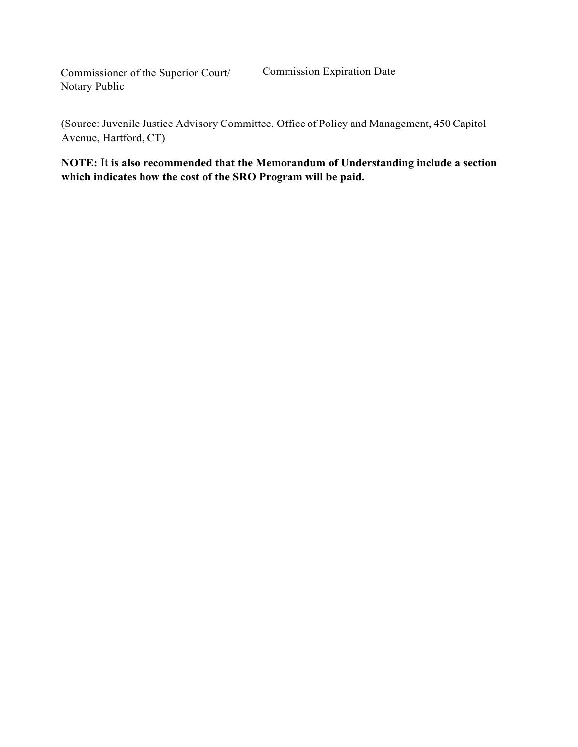Commissioner of the Superior Court/ Notary Public

Commission Expiration Date

(Source: Juvenile Justice Advisory Committee, Office of Policy and Management, 450 Capitol Avenue, Hartford, CT)

**NOTE:** It **is also recommended that the Memorandum of Understanding include a section which indicates how the cost of the SRO Program will be paid.**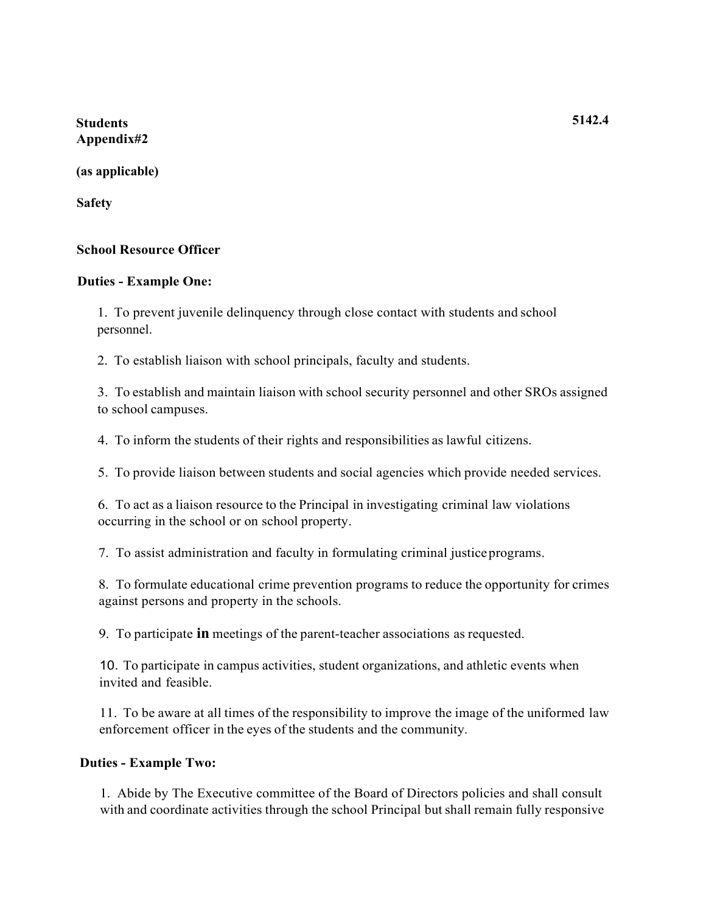**Students** **5142.4**
**Appendix#2**

**(as applicable)**

**Safety**

**School Resource Officer**

**Duties - Example One:**

1. To prevent juvenile delinquency through close contact with students and school personnel.

2. To establish liaison with school principals, faculty and students.

3. To establish and maintain liaison with school security personnel and other SROs assigned to school campuses.

4. To inform the students of their rights and responsibilities as lawful citizens.

5. To provide liaison between students and social agencies which provide needed services.

6. To act as a liaison resource to the Principal in investigating criminal law violations occurring in the school or on school property.

7. To assist administration and faculty in formulating criminal justice programs.

8. To formulate educational crime prevention programs to reduce the opportunity for crimes against persons and property in the schools.

9. To participate in meetings of the parent-teacher associations as requested.

10. To participate in campus activities, student organizations, and athletic events when invited and feasible.

11. To be aware at all times of the responsibility to improve the image of the uniformed law enforcement officer in the eyes of the students and the community.

**Duties - Example Two:**

1. Abide by The Executive committee of the Board of Directors policies and shall consult with and coordinate activities through the school Principal but shall remain fully responsive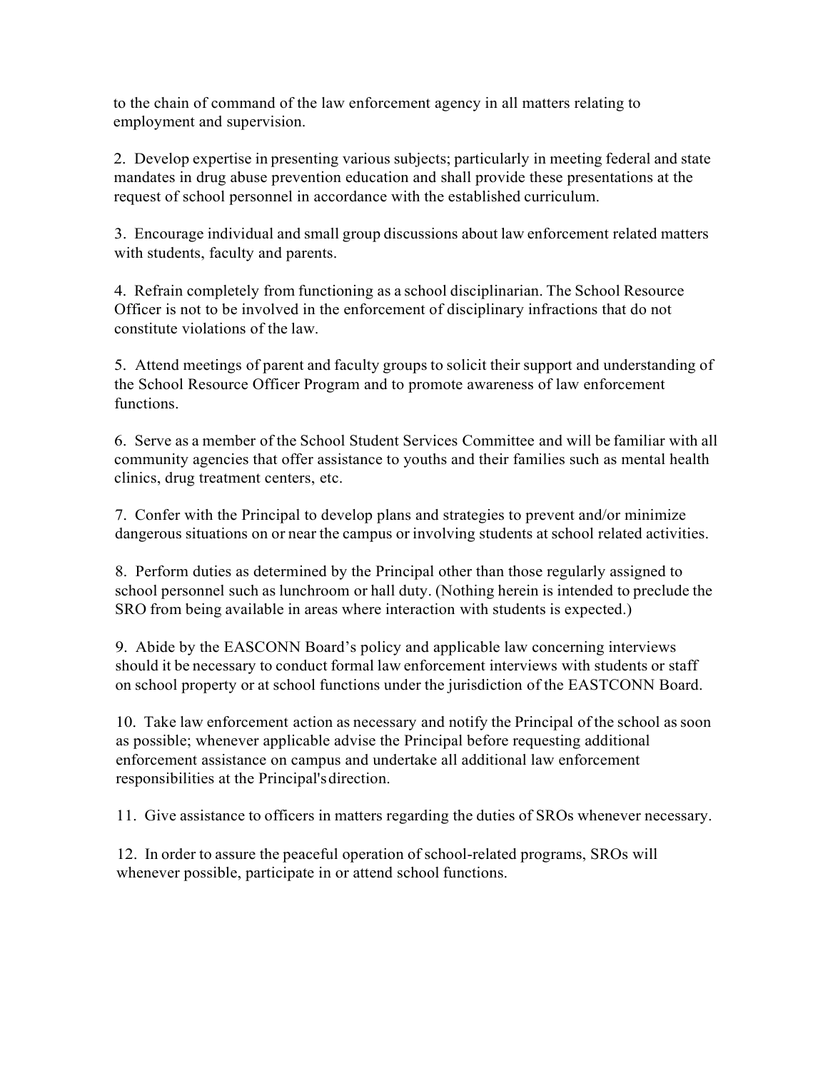to the chain of command of the law enforcement agency in all matters relating to employment and supervision.

2. Develop expertise in presenting various subjects; particularly in meeting federal and state mandates in drug abuse prevention education and shall provide these presentations at the request of school personnel in accordance with the established curriculum.

3. Encourage individual and small group discussions about law enforcement related matters with students, faculty and parents.

4. Refrain completely from functioning as a school disciplinarian. The School Resource Officer is not to be involved in the enforcement of disciplinary infractions that do not constitute violations of the law.

5. Attend meetings of parent and faculty groups to solicit their support and understanding of the School Resource Officer Program and to promote awareness of law enforcement functions.

6. Serve as a member of the School Student Services Committee and will be familiar with all community agencies that offer assistance to youths and their families such as mental health clinics, drug treatment centers, etc.

7. Confer with the Principal to develop plans and strategies to prevent and/or minimize dangerous situations on or near the campus or involving students at school related activities.

8. Perform duties as determined by the Principal other than those regularly assigned to school personnel such as lunchroom or hall duty. (Nothing herein is intended to preclude the SRO from being available in areas where interaction with students is expected.)

9. Abide by the EASCONN Board's policy and applicable law concerning interviews should it be necessary to conduct formal law enforcement interviews with students or staff on school property or at school functions under the jurisdiction of the EASTCONN Board.

10. Take law enforcement action as necessary and notify the Principal of the school as soon as possible; whenever applicable advise the Principal before requesting additional enforcement assistance on campus and undertake all additional law enforcement responsibilities at the Principal's direction.

11. Give assistance to officers in matters regarding the duties of SROs whenever necessary.

12. In order to assure the peaceful operation of school-related programs, SROs will whenever possible, participate in or attend school functions.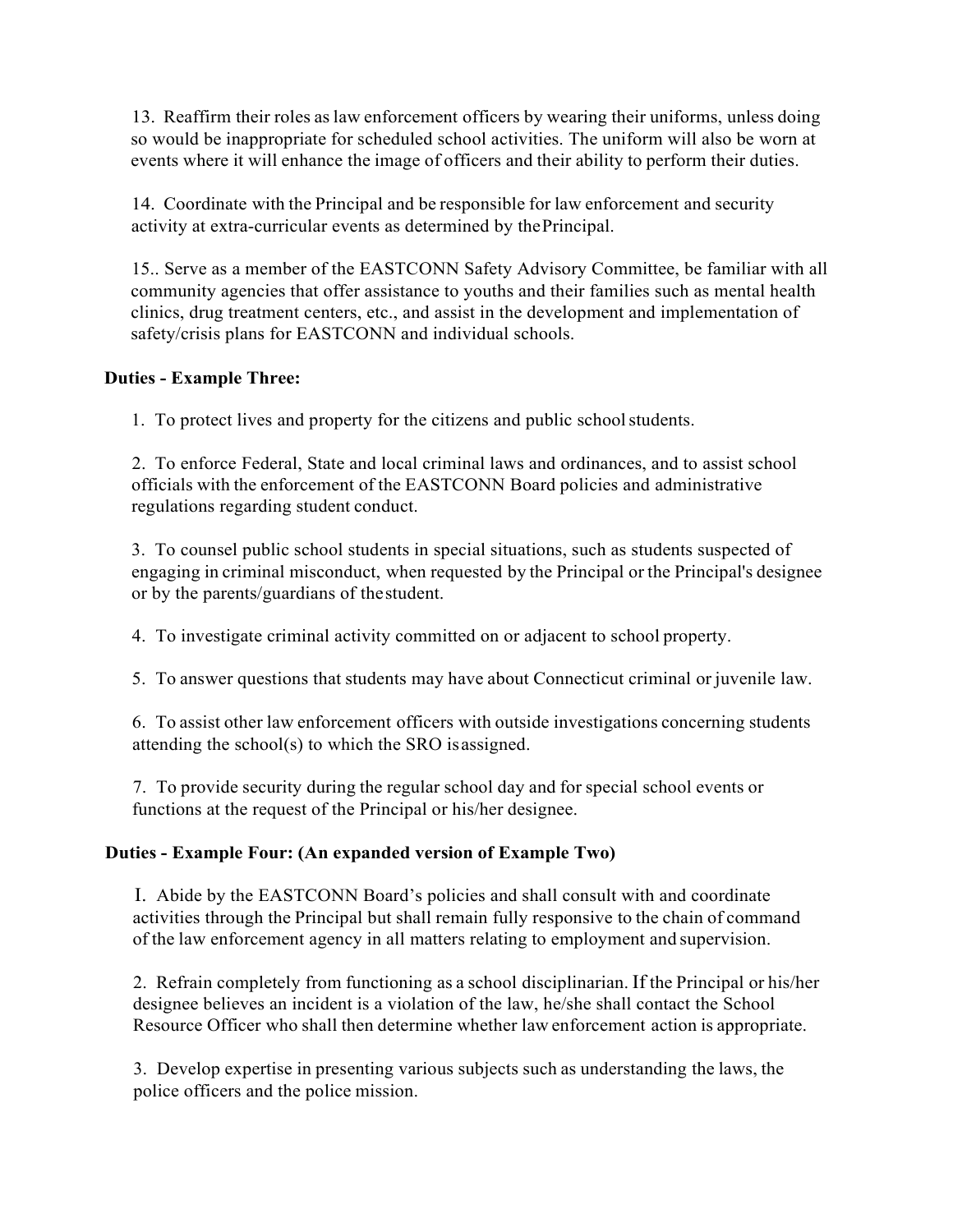13. Reaffirm their roles as law enforcement officers by wearing their uniforms, unless doing so would be inappropriate for scheduled school activities. The uniform will also be worn at events where it will enhance the image of officers and their ability to perform their duties.

14. Coordinate with the Principal and be responsible for law enforcement and security activity at extra-curricular events as determined by the Principal.

15.. Serve as a member of the EASTCONN Safety Advisory Committee, be familiar with all community agencies that offer assistance to youths and their families such as mental health clinics, drug treatment centers, etc., and assist in the development and implementation of safety/crisis plans for EASTCONN and individual schools.

**Duties - Example Three:**

1. To protect lives and property for the citizens and public school students.

2. To enforce Federal, State and local criminal laws and ordinances, and to assist school officials with the enforcement of the EASTCONN Board policies and administrative regulations regarding student conduct.

3. To counsel public school students in special situations, such as students suspected of engaging in criminal misconduct, when requested by the Principal or the Principal's designee or by the parents/guardians of the student.

4. To investigate criminal activity committed on or adjacent to school property.

5. To answer questions that students may have about Connecticut criminal or juvenile law.

6. To assist other law enforcement officers with outside investigations concerning students attending the school(s) to which the SRO is assigned.

7. To provide security during the regular school day and for special school events or functions at the request of the Principal or his/her designee.

**Duties - Example Four: (An expanded version of Example Two)**

I. Abide by the EASTCONN Board's policies and shall consult with and coordinate activities through the Principal but shall remain fully responsive to the chain of command of the law enforcement agency in all matters relating to employment and supervision.

2. Refrain completely from functioning as a school disciplinarian. If the Principal or his/her designee believes an incident is a violation of the law, he/she shall contact the School Resource Officer who shall then determine whether law enforcement action is appropriate.

3. Develop expertise in presenting various subjects such as understanding the laws, the police officers and the police mission.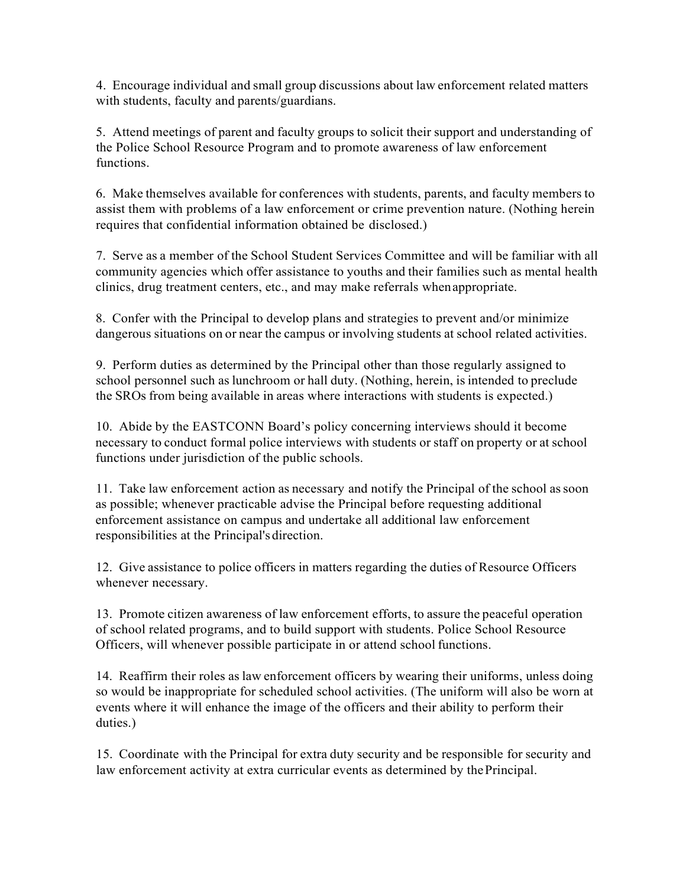4. Encourage individual and small group discussions about law enforcement related matters with students, faculty and parents/guardians.

5. Attend meetings of parent and faculty groups to solicit their support and understanding of the Police School Resource Program and to promote awareness of law enforcement functions.

6. Make themselves available for conferences with students, parents, and faculty members to assist them with problems of a law enforcement or crime prevention nature. (Nothing herein requires that confidential information obtained be disclosed.)

7. Serve as a member of the School Student Services Committee and will be familiar with all community agencies which offer assistance to youths and their families such as mental health clinics, drug treatment centers, etc., and may make referrals when appropriate.

8. Confer with the Principal to develop plans and strategies to prevent and/or minimize dangerous situations on or near the campus or involving students at school related activities.

9. Perform duties as determined by the Principal other than those regularly assigned to school personnel such as lunchroom or hall duty. (Nothing, herein, is intended to preclude the SROs from being available in areas where interactions with students is expected.)

10. Abide by the EASTCONN Board's policy concerning interviews should it become necessary to conduct formal police interviews with students or staff on property or at school functions under jurisdiction of the public schools.

11. Take law enforcement action as necessary and notify the Principal of the school as soon as possible; whenever practicable advise the Principal before requesting additional enforcement assistance on campus and undertake all additional law enforcement responsibilities at the Principal's direction.

12. Give assistance to police officers in matters regarding the duties of Resource Officers whenever necessary.

13. Promote citizen awareness of law enforcement efforts, to assure the peaceful operation of school related programs, and to build support with students. Police School Resource Officers, will whenever possible participate in or attend school functions.

14. Reaffirm their roles as law enforcement officers by wearing their uniforms, unless doing so would be inappropriate for scheduled school activities. (The uniform will also be worn at events where it will enhance the image of the officers and their ability to perform their duties.)

15. Coordinate with the Principal for extra duty security and be responsible for security and law enforcement activity at extra curricular events as determined by the Principal.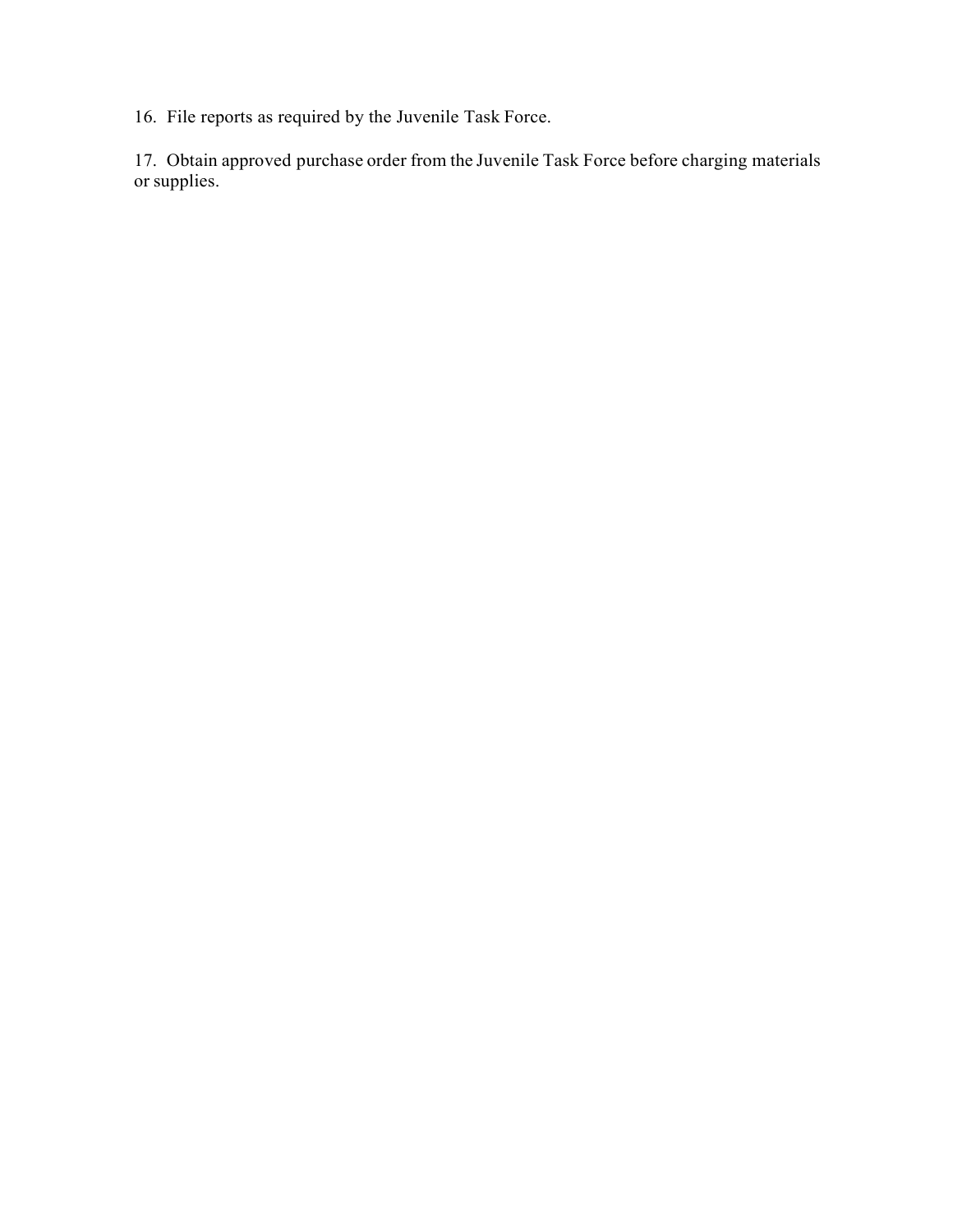16. File reports as required by the Juvenile Task Force.

17. Obtain approved purchase order from the Juvenile Task Force before charging materials or supplies.